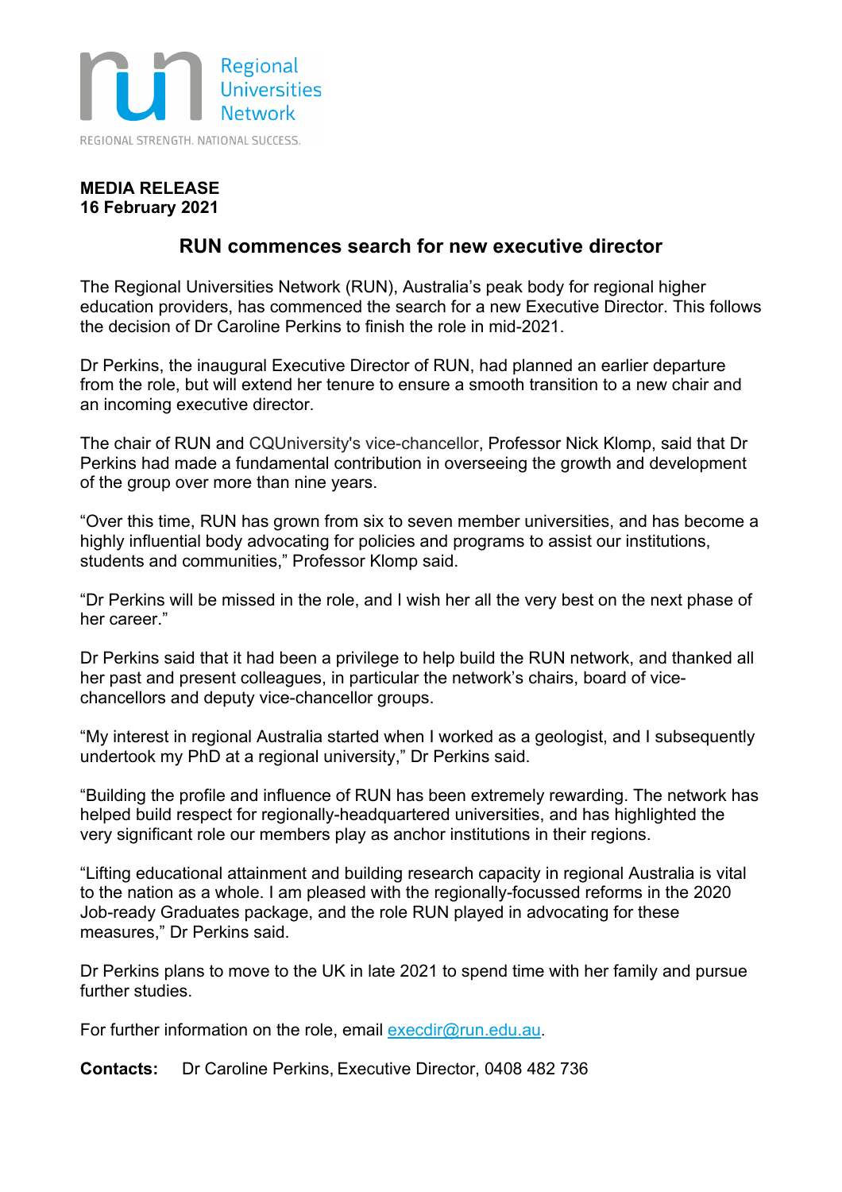Regional Universities Network

REGIONAL STRENGTH. NATIONAL SUCCESS.

**MEDIA RELEASE**
**16 February 2021**

## RUN commences search for new executive director

The Regional Universities Network (RUN), Australia's peak body for regional higher education providers, has commenced the search for a new Executive Director. This follows the decision of Dr Caroline Perkins to finish the role in mid-2021.

Dr Perkins, the inaugural Executive Director of RUN, had planned an earlier departure from the role, but will extend her tenure to ensure a smooth transition to a new chair and an incoming executive director.

The chair of RUN and CQUniversity's vice-chancellor, Professor Nick Klomp, said that Dr Perkins had made a fundamental contribution in overseeing the growth and development of the group over more than nine years.

"Over this time, RUN has grown from six to seven member universities, and has become a highly influential body advocating for policies and programs to assist our institutions, students and communities," Professor Klomp said.

"Dr Perkins will be missed in the role, and I wish her all the very best on the next phase of her career."

Dr Perkins said that it had been a privilege to help build the RUN network, and thanked all her past and present colleagues, in particular the network's chairs, board of vice-chancellors and deputy vice-chancellor groups.

"My interest in regional Australia started when I worked as a geologist, and I subsequently undertook my PhD at a regional university," Dr Perkins said.

"Building the profile and influence of RUN has been extremely rewarding. The network has helped build respect for regionally-headquartered universities, and has highlighted the very significant role our members play as anchor institutions in their regions.

"Lifting educational attainment and building research capacity in regional Australia is vital to the nation as a whole. I am pleased with the regionally-focussed reforms in the 2020 Job-ready Graduates package, and the role RUN played in advocating for these measures," Dr Perkins said.

Dr Perkins plans to move to the UK in late 2021 to spend time with her family and pursue further studies.

For further information on the role, email execdir@run.edu.au.

**Contacts:** Dr Caroline Perkins, Executive Director, 0408 482 736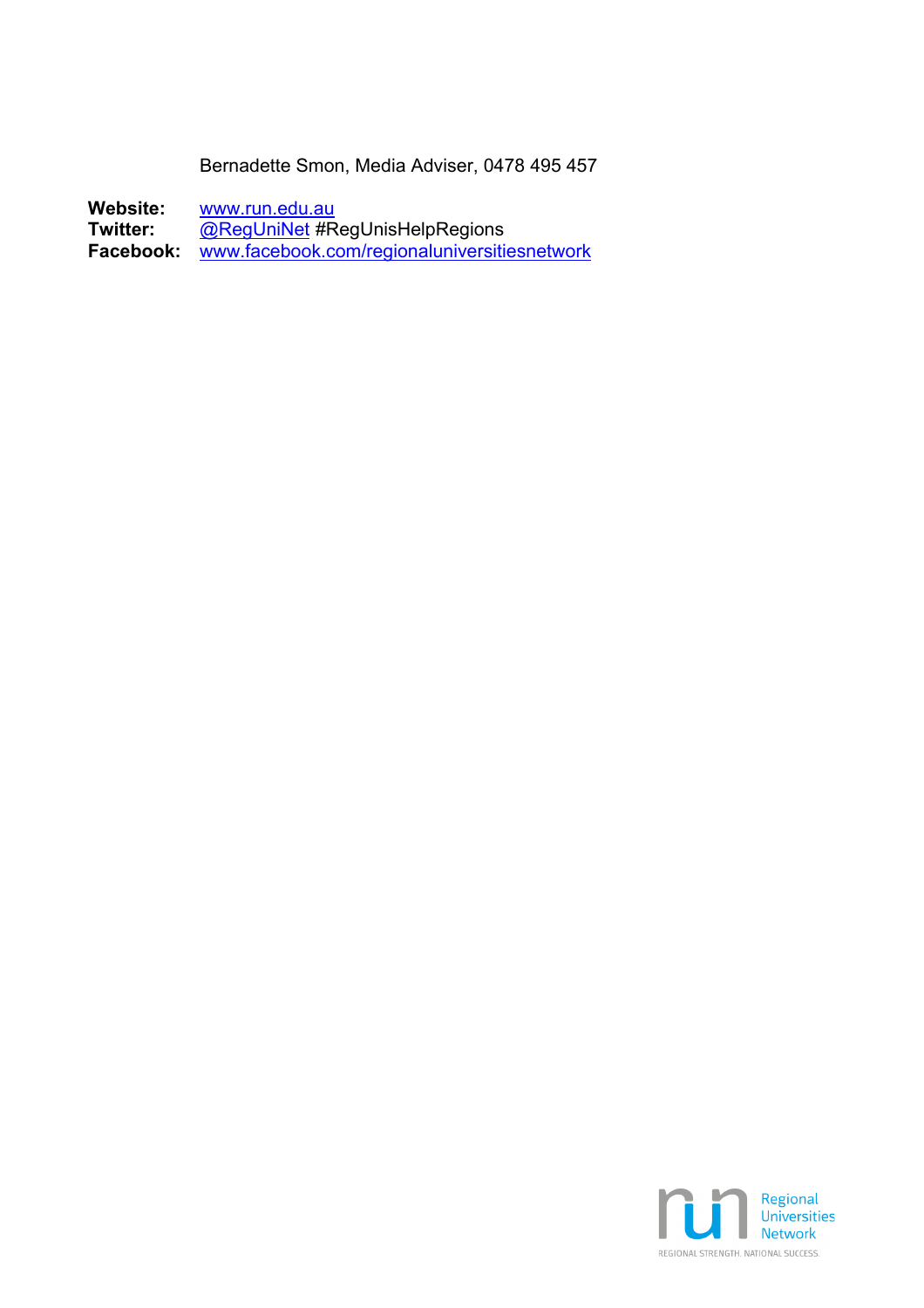Bernadette Smon, Media Adviser, 0478 495 457

**Website:** www.run.edu.au
**Twitter:** @RegUniNet #RegUnisHelpRegions
**Facebook:** www.facebook.com/regionaluniversitiesnetwork

Regional Universities Network

REGIONAL STRENGTH. NATIONAL SUCCESS.